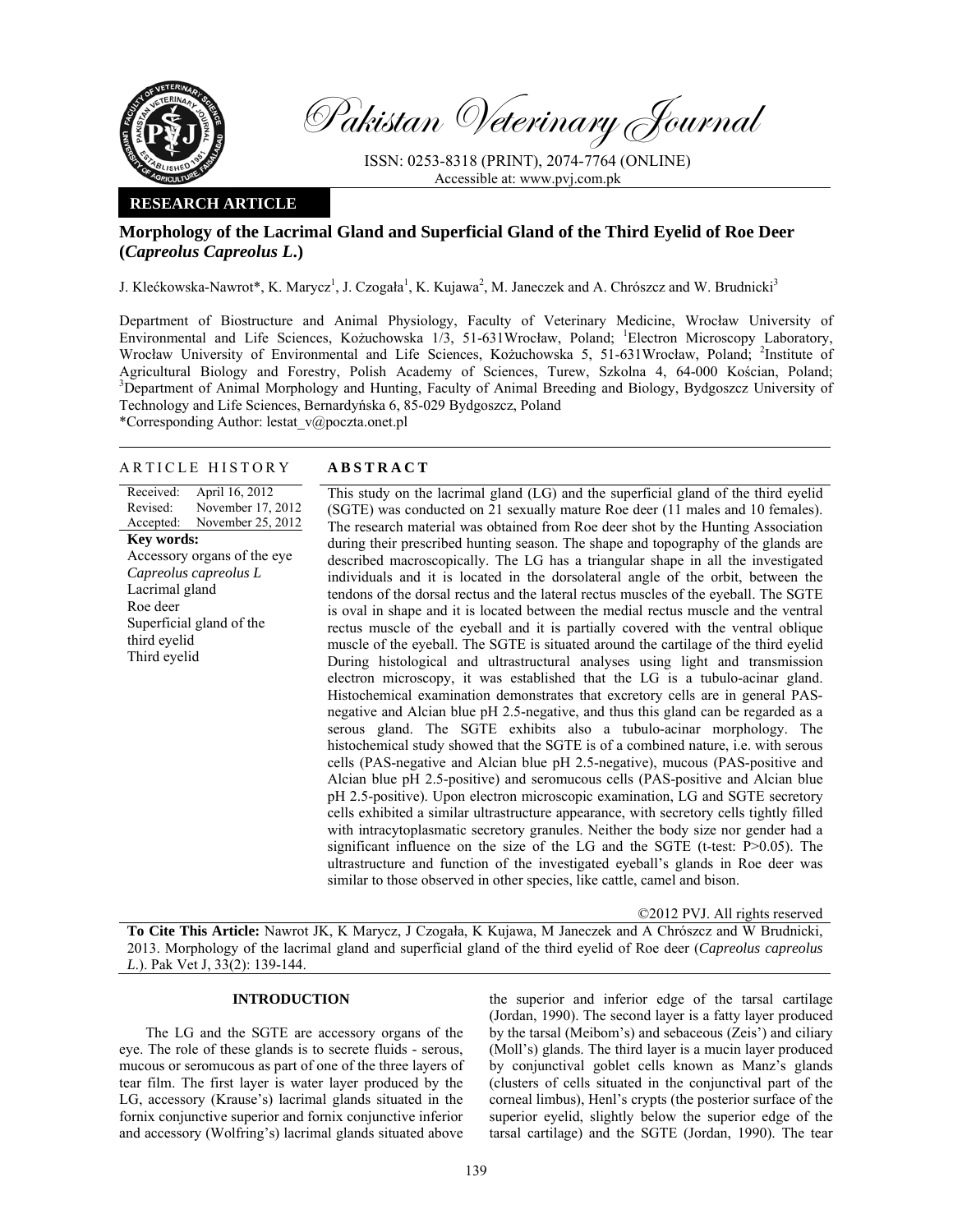# Morphology of the Lacrimal Gland and Superficial Gland of the Third Eyelid of Roe Deer (*Capreolus Capreolus L.*)

J. Klećkowska-Nawrot*, K. Marycz[1], J. Czogała[1], K. Kujawa[2], M. Janeczek and A. Chrószcz and W. Brudnicki[3]

Department of Biostructure and Animal Physiology, Faculty of Veterinary Medicine, Wrocław University of Environmental and Life Sciences, Kożuchowska 1/3, 51-631Wrocław, Poland; [1]Electron Microscopy Laboratory, Wrocław University of Environmental and Life Sciences, Kożuchowska 5, 51-631Wrocław, Poland; [2]Institute of Agricultural Biology and Forestry, Polish Academy of Sciences, Turew, Szkolna 4, 64-000 Kościan, Poland; [3]Department of Animal Morphology and Hunting, Faculty of Animal Breeding and Biology, Bydgoszcz University of Technology and Life Sciences, Bernardyńska 6, 85-029 Bydgoszcz, Poland

*Corresponding Author: lestat_v@poczta.onet.pl

## ARTICLE HISTORY

Received: April 16, 2012
Revised: November 17, 2012
Accepted: November 25, 2012

**Key words:**
Accessory organs of the eye
*Capreolus capreolus L*
Lacrimal gland
Roe deer
Superficial gland of the third eyelid
Third eyelid

## ABSTRACT

This study on the lacrimal gland (LG) and the superficial gland of the third eyelid (SGTE) was conducted on 21 sexually mature Roe deer (11 males and 10 females). The research material was obtained from Roe deer shot by the Hunting Association during their prescribed hunting season. The shape and topography of the glands are described macroscopically. The LG has a triangular shape in all the investigated individuals and it is located in the dorsolateral angle of the orbit, between the tendons of the dorsal rectus and the lateral rectus muscles of the eyeball. The SGTE is oval in shape and it is located between the medial rectus muscle and the ventral rectus muscle of the eyeball and it is partially covered with the ventral oblique muscle of the eyeball. The SGTE is situated around the cartilage of the third eyelid During histological and ultrastructural analyses using light and transmission electron microscopy, it was established that the LG is a tubulo-acinar gland. Histochemical examination demonstrates that excretory cells are in general PAS-negative and Alcian blue pH 2.5-negative, and thus this gland can be regarded as a serous gland. The SGTE exhibits also a tubulo-acinar morphology. The histochemical study showed that the SGTE is of a combined nature, i.e. with serous cells (PAS-negative and Alcian blue pH 2.5-negative), mucous (PAS-positive and Alcian blue pH 2.5-positive) and seromucous cells (PAS-positive and Alcian blue pH 2.5-positive). Upon electron microscopic examination, LG and SGTE secretory cells exhibited a similar ultrastructure appearance, with secretory cells tightly filled with intracytoplasmatic secretory granules. Neither the body size nor gender had a significant influence on the size of the LG and the SGTE (t-test: P>0.05). The ultrastructure and function of the investigated eyeball's glands in Roe deer was similar to those observed in other species, like cattle, camel and bison.

©2012 PVJ. All rights reserved

**To Cite This Article:** Nawrot JK, K Marycz, J Czogała, K Kujawa, M Janeczek and A Chrószcz and W Brudnicki, 2013. Morphology of the lacrimal gland and superficial gland of the third eyelid of Roe deer (*Capreolus capreolus L.*). Pak Vet J, 33(2): 139-144.

## INTRODUCTION

The LG and the SGTE are accessory organs of the eye. The role of these glands is to secrete fluids - serous, mucous or seromucous as part of one of the three layers of tear film. The first layer is water layer produced by the LG, accessory (Krause's) lacrimal glands situated in the fornix conjunctive superior and fornix conjunctive inferior and accessory (Wolfring's) lacrimal glands situated above the superior and inferior edge of the tarsal cartilage (Jordan, 1990). The second layer is a fatty layer produced by the tarsal (Meibom's) and sebaceous (Zeis') and ciliary (Moll's) glands. The third layer is a mucin layer produced by conjunctival goblet cells known as Manz's glands (clusters of cells situated in the conjunctival part of the corneal limbus), Henl's crypts (the posterior surface of the superior eyelid, slightly below the superior edge of the tarsal cartilage) and the SGTE (Jordan, 1990). The tear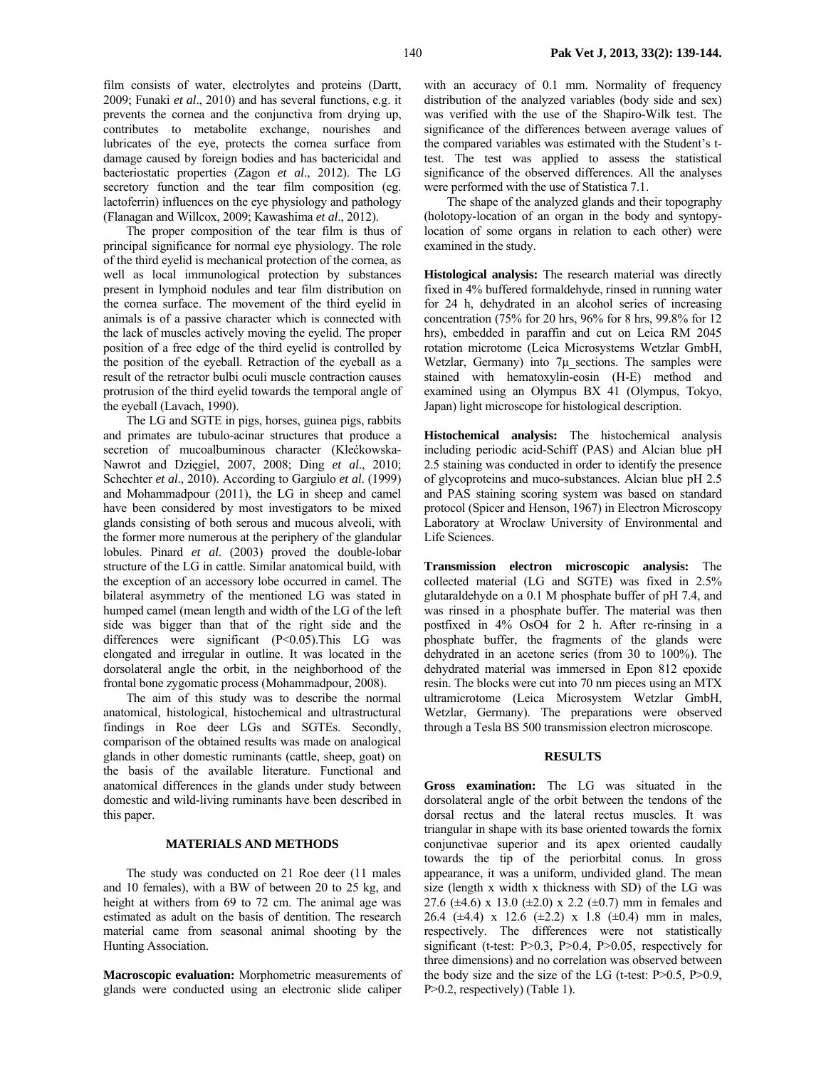film consists of water, electrolytes and proteins (Dartt, 2009; Funaki *et al*., 2010) and has several functions, e.g. it prevents the cornea and the conjunctiva from drying up, contributes to metabolite exchange, nourishes and lubricates of the eye, protects the cornea surface from damage caused by foreign bodies and has bactericidal and bacteriostatic properties (Zagon *et al*., 2012). The LG secretory function and the tear film composition (eg. lactoferrin) influences on the eye physiology and pathology (Flanagan and Willcox, 2009; Kawashima *et al*., 2012).

The proper composition of the tear film is thus of principal significance for normal eye physiology. The role of the third eyelid is mechanical protection of the cornea, as well as local immunological protection by substances present in lymphoid nodules and tear film distribution on the cornea surface. The movement of the third eyelid in animals is of a passive character which is connected with the lack of muscles actively moving the eyelid. The proper position of a free edge of the third eyelid is controlled by the position of the eyeball. Retraction of the eyeball as a result of the retractor bulbi oculi muscle contraction causes protrusion of the third eyelid towards the temporal angle of the eyeball (Lavach, 1990).

The LG and SGTE in pigs, horses, guinea pigs, rabbits and primates are tubulo-acinar structures that produce a secretion of mucoalbuminous character (Klećkowska-Nawrot and Dzięgiel, 2007, 2008; Ding *et al*., 2010; Schechter *et al*., 2010). According to Gargiulo *et al*. (1999) and Mohammadpour (2011), the LG in sheep and camel have been considered by most investigators to be mixed glands consisting of both serous and mucous alveoli, with the former more numerous at the periphery of the glandular lobules. Pinard *et al*. (2003) proved the double-lobar structure of the LG in cattle. Similar anatomical build, with the exception of an accessory lobe occurred in camel. The bilateral asymmetry of the mentioned LG was stated in humped camel (mean length and width of the LG of the left side was bigger than that of the right side and the differences were significant ($P<0.05$).This LG was elongated and irregular in outline. It was located in the dorsolateral angle the orbit, in the neighborhood of the frontal bone zygomatic process (Mohammadpour, 2008).

The aim of this study was to describe the normal anatomical, histological, histochemical and ultrastructural findings in Roe deer LGs and SGTEs. Secondly, comparison of the obtained results was made on analogical glands in other domestic ruminants (cattle, sheep, goat) on the basis of the available literature. Functional and anatomical differences in the glands under study between domestic and wild-living ruminants have been described in this paper.

## MATERIALS AND METHODS

The study was conducted on 21 Roe deer (11 males and 10 females), with a BW of between 20 to 25 kg, and height at withers from 69 to 72 cm. The animal age was estimated as adult on the basis of dentition. The research material came from seasonal animal shooting by the Hunting Association.

**Macroscopic evaluation:** Morphometric measurements of glands were conducted using an electronic slide caliper with an accuracy of 0.1 mm. Normality of frequency distribution of the analyzed variables (body side and sex) was verified with the use of the Shapiro-Wilk test. The significance of the differences between average values of the compared variables was estimated with the Student's t-test. The test was applied to assess the statistical significance of the observed differences. All the analyses were performed with the use of Statistica 7.1.

The shape of the analyzed glands and their topography (holotopy-location of an organ in the body and syntopy-location of some organs in relation to each other) were examined in the study.

**Histological analysis:** The research material was directly fixed in 4% buffered formaldehyde, rinsed in running water for 24 h, dehydrated in an alcohol series of increasing concentration (75% for 20 hrs, 96% for 8 hrs, 99.8% for 12 hrs), embedded in paraffin and cut on Leica RM 2045 rotation microtome (Leica Microsystems Wetzlar GmbH, Wetzlar, Germany) into 7μ sections. The samples were stained with hematoxylin-eosin (H-E) method and examined using an Olympus BX 41 (Olympus, Tokyo, Japan) light microscope for histological description.

**Histochemical analysis:** The histochemical analysis including periodic acid-Schiff (PAS) and Alcian blue pH 2.5 staining was conducted in order to identify the presence of glycoproteins and muco-substances. Alcian blue pH 2.5 and PAS staining scoring system was based on standard protocol (Spicer and Henson, 1967) in Electron Microscopy Laboratory at Wroclaw University of Environmental and Life Sciences.

**Transmission electron microscopic analysis:** The collected material (LG and SGTE) was fixed in 2.5% glutaraldehyde on a 0.1 M phosphate buffer of pH 7.4, and was rinsed in a phosphate buffer. The material was then postfixed in 4% $OsO_4$ for 2 h. After re-rinsing in a phosphate buffer, the fragments of the glands were dehydrated in an acetone series (from 30 to 100%). The dehydrated material was immersed in Epon 812 epoxide resin. The blocks were cut into 70 nm pieces using an MTX ultramicrotome (Leica Microsystem Wetzlar GmbH, Wetzlar, Germany). The preparations were observed through a Tesla BS 500 transmission electron microscope.

## RESULTS

**Gross examination:** The LG was situated in the dorsolateral angle of the orbit between the tendons of the dorsal rectus and the lateral rectus muscles. It was triangular in shape with its base oriented towards the fornix conjunctivae superior and its apex oriented caudally towards the tip of the periorbital conus. In gross appearance, it was a uniform, undivided gland. The mean size (length x width x thickness with SD) of the LG was 27.6 (±4.6) x 13.0 (±2.0) x 2.2 (±0.7) mm in females and 26.4 (±4.4) x 12.6 (±2.2) x 1.8 (±0.4) mm in males, respectively. The differences were not statistically significant (t-test: $P>0.3$, $P>0.4$, $P>0.05$, respectively for three dimensions) and no correlation was observed between the body size and the size of the LG (t-test: $P>0.5$, $P>0.9$, $P>0.2$, respectively) (Table 1).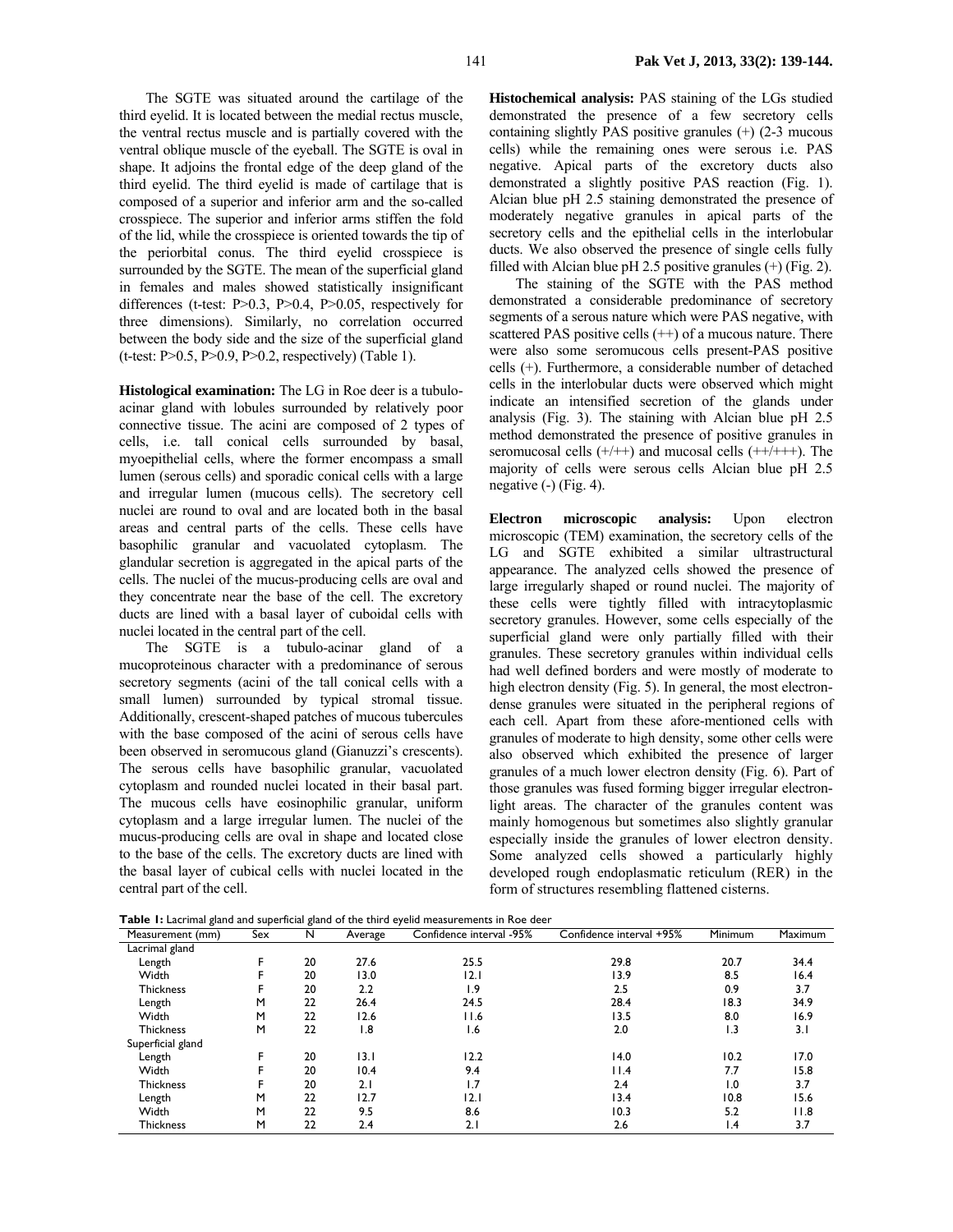The SGTE was situated around the cartilage of the third eyelid. It is located between the medial rectus muscle, the ventral rectus muscle and is partially covered with the ventral oblique muscle of the eyeball. The SGTE is oval in shape. It adjoins the frontal edge of the deep gland of the third eyelid. The third eyelid is made of cartilage that is composed of a superior and inferior arm and the so-called crosspiece. The superior and inferior arms stiffen the fold of the lid, while the crosspiece is oriented towards the tip of the periorbital conus. The third eyelid crosspiece is surrounded by the SGTE. The mean of the superficial gland in females and males showed statistically insignificant differences (t-test: $P>0.3$, $P>0.4$, $P>0.05$, respectively for three dimensions). Similarly, no correlation occurred between the body side and the size of the superficial gland (t-test: $P>0.5$, $P>0.9$, $P>0.2$, respectively) (Table 1).

**Histological examination:** The LG in Roe deer is a tubulo-acinar gland with lobules surrounded by relatively poor connective tissue. The acini are composed of 2 types of cells, i.e. tall conical cells surrounded by basal, myoepithelial cells, where the former encompass a small lumen (serous cells) and sporadic conical cells with a large and irregular lumen (mucous cells). The secretory cell nuclei are round to oval and are located both in the basal areas and central parts of the cells. These cells have basophilic granular and vacuolated cytoplasm. The glandular secretion is aggregated in the apical parts of the cells. The nuclei of the mucus-producing cells are oval and they concentrate near the base of the cell. The excretory ducts are lined with a basal layer of cuboidal cells with nuclei located in the central part of the cell.

The SGTE is a tubulo-acinar gland of a mucoproteinous character with a predominance of serous secretory segments (acini of the tall conical cells with a small lumen) surrounded by typical stromal tissue. Additionally, crescent-shaped patches of mucous tubercules with the base composed of the acini of serous cells have been observed in seromucous gland (Gianuzzi's crescents). The serous cells have basophilic granular, vacuolated cytoplasm and rounded nuclei located in their basal part. The mucous cells have eosinophilic granular, uniform cytoplasm and a large irregular lumen. The nuclei of the mucus-producing cells are oval in shape and located close to the base of the cells. The excretory ducts are lined with the basal layer of cubical cells with nuclei located in the central part of the cell.

**Histochemical analysis:** PAS staining of the LGs studied demonstrated the presence of a few secretory cells containing slightly PAS positive granules (+) (2-3 mucous cells) while the remaining ones were serous i.e. PAS negative. Apical parts of the excretory ducts also demonstrated a slightly positive PAS reaction (Fig. 1). Alcian blue pH 2.5 staining demonstrated the presence of moderately negative granules in apical parts of the secretory cells and the epithelial cells in the interlobular ducts. We also observed the presence of single cells fully filled with Alcian blue pH 2.5 positive granules (+) (Fig. 2).

The staining of the SGTE with the PAS method demonstrated a considerable predominance of secretory segments of a serous nature which were PAS negative, with scattered PAS positive cells (++) of a mucous nature. There were also some seromucous cells present-PAS positive cells (+). Furthermore, a considerable number of detached cells in the interlobular ducts were observed which might indicate an intensified secretion of the glands under analysis (Fig. 3). The staining with Alcian blue pH 2.5 method demonstrated the presence of positive granules in seromucosal cells (+/++) and mucosal cells (++/+++). The majority of cells were serous cells Alcian blue pH 2.5 negative (-) (Fig. 4).

**Electron microscopic analysis:** Upon electron microscopic (TEM) examination, the secretory cells of the LG and SGTE exhibited a similar ultrastructural appearance. The analyzed cells showed the presence of large irregularly shaped or round nuclei. The majority of these cells were tightly filled with intracytoplasmic secretory granules. However, some cells especially of the superficial gland were only partially filled with their granules. These secretory granules within individual cells had well defined borders and were mostly of moderate to high electron density (Fig. 5). In general, the most electron-dense granules were situated in the peripheral regions of each cell. Apart from these afore-mentioned cells with granules of moderate to high density, some other cells were also observed which exhibited the presence of larger granules of a much lower electron density (Fig. 6). Part of those granules was fused forming bigger irregular electron-light areas. The character of the granules content was mainly homogenous but sometimes also slightly granular especially inside the granules of lower electron density. Some analyzed cells showed a particularly highly developed rough endoplasmatic reticulum (RER) in the form of structures resembling flattened cisterns.

**Table 1:** Lacrimal gland and superficial gland of the third eyelid measurements in Roe deer

| Measurement (mm) | Sex | N | Average | Confidence interval -95% | Confidence interval +95% | Minimum | Maximum |
|---|---|---|---|---|---|---|---|
| Lacrimal gland | | | | | | | |
| Length | F | 20 | 27.6 | 25.5 | 29.8 | 20.7 | 34.4 |
| Width | F | 20 | 13.0 | 12.1 | 13.9 | 8.5 | 16.4 |
| Thickness | F | 20 | 2.2 | 1.9 | 2.5 | 0.9 | 3.7 |
| Length | M | 22 | 26.4 | 24.5 | 28.4 | 18.3 | 34.9 |
| Width | M | 22 | 12.6 | 11.6 | 13.5 | 8.0 | 16.9 |
| Thickness | M | 22 | 1.8 | 1.6 | 2.0 | 1.3 | 3.1 |
| Superficial gland | | | | | | | |
| Length | F | 20 | 13.1 | 12.2 | 14.0 | 10.2 | 17.0 |
| Width | F | 20 | 10.4 | 9.4 | 11.4 | 7.7 | 15.8 |
| Thickness | F | 20 | 2.1 | 1.7 | 2.4 | 1.0 | 3.7 |
| Length | M | 22 | 12.7 | 12.1 | 13.4 | 10.8 | 15.6 |
| Width | M | 22 | 9.5 | 8.6 | 10.3 | 5.2 | 11.8 |
| Thickness | M | 22 | 2.4 | 2.1 | 2.6 | 1.4 | 3.7 |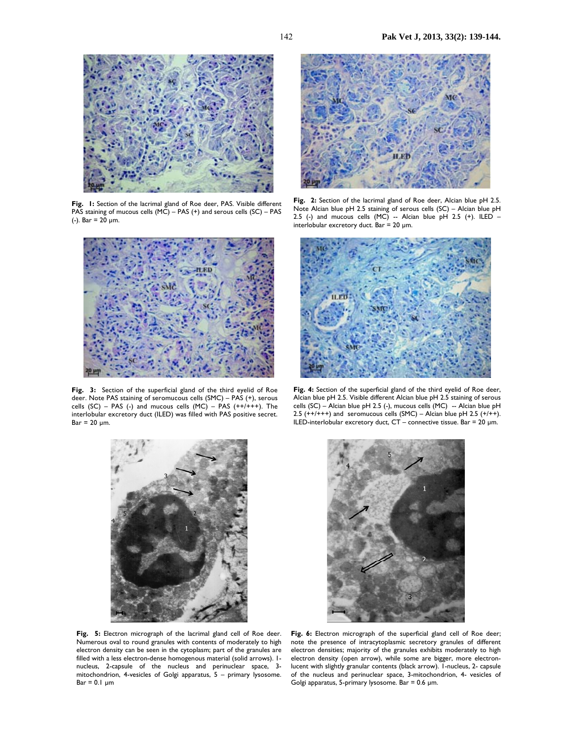**Fig. 1:** Section of the lacrimal gland of Roe deer, PAS. Visible different PAS staining of mucous cells (MC) – PAS (+) and serous cells (SC) – PAS (-). Bar = 20 µm.

**Fig. 2:** Section of the lacrimal gland of Roe deer, Alcian blue pH 2.5. Note Alcian blue pH 2.5 staining of serous cells (SC) – Alcian blue pH 2.5 (-) and mucous cells (MC) -- Alcian blue pH 2.5 (+). ILED – interlobular excretory duct. Bar = 20 µm.

**Fig. 3:** Section of the superficial gland of the third eyelid of Roe deer. Note PAS staining of seromucous cells (SMC) – PAS (+), serous cells (SC) – PAS (-) and mucous cells (MC) – PAS (++/+++). The interlobular excretory duct (ILED) was filled with PAS positive secret. Bar = 20 µm.

**Fig. 4:** Section of the superficial gland of the third eyelid of Roe deer, Alcian blue pH 2.5. Visible different Alcian blue pH 2.5 staining of serous cells (SC) – Alcian blue pH 2.5 (-), mucous cells (MC) -- Alcian blue pH 2.5 (++/+++) and seromucous cells (SMC) – Alcian blue pH 2.5 (+/++). ILED-interlobular excretory duct, CT – connective tissue. Bar = 20 µm.

**Fig. 5:** Electron micrograph of the lacrimal gland cell of Roe deer. Numerous oval to round granules with contents of moderately to high electron density can be seen in the cytoplasm; part of the granules are filled with a less electron-dense homogenous material (solid arrows). 1-nucleus, 2-capsule of the nucleus and perinuclear space, 3-mitochondrion, 4-vesicles of Golgi apparatus, 5 – primary lysosome. Bar = 0.1 µm

**Fig. 6:** Electron micrograph of the superficial gland cell of Roe deer; note the presence of intracytoplasmic secretory granules of different electron densities; majority of the granules exhibits moderately to high electron density (open arrow), while some are bigger, more electron-lucent with slightly granular contents (black arrow). 1-nucleus, 2- capsule of the nucleus and perinuclear space, 3-mitochondrion, 4- vesicles of Golgi apparatus, 5-primary lysosome. Bar = 0.6 µm.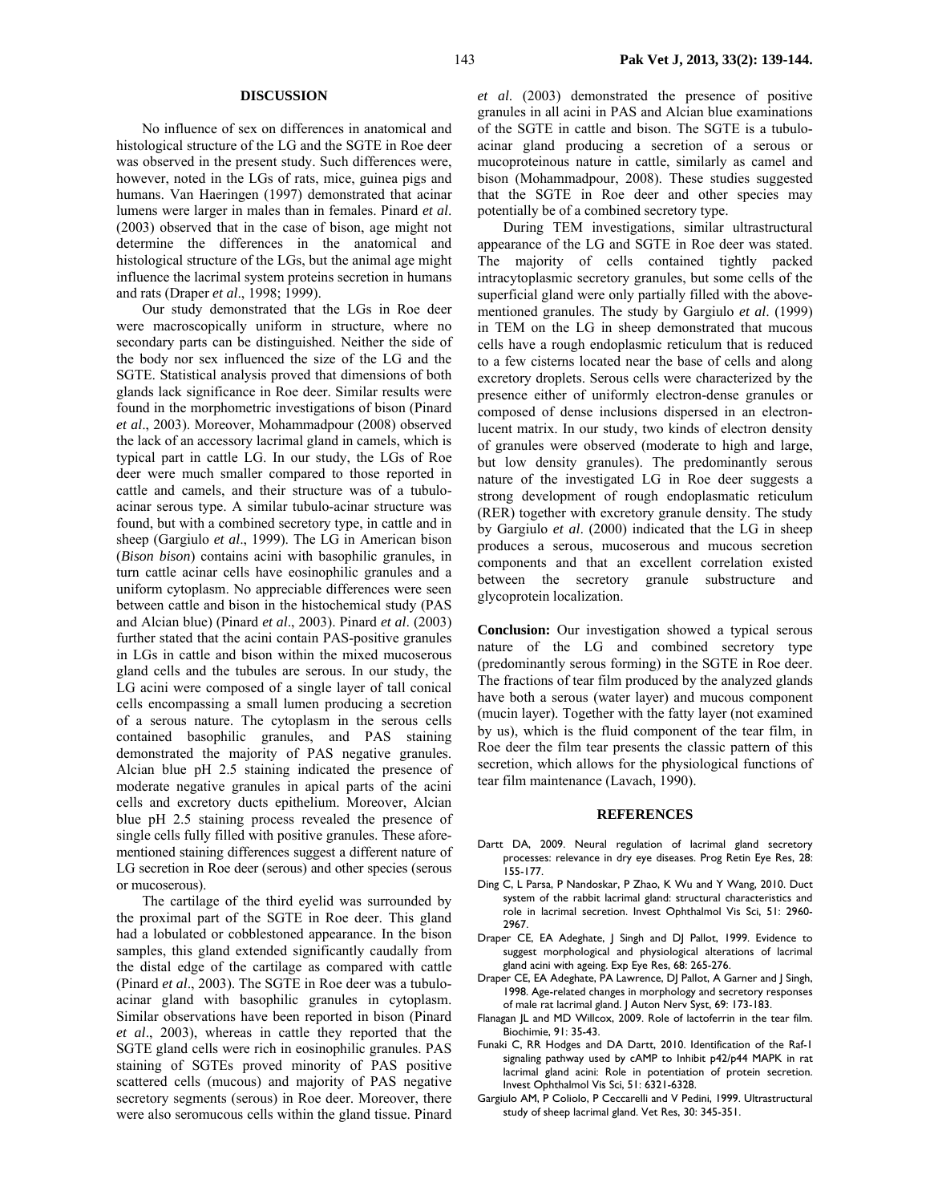## DISCUSSION

No influence of sex on differences in anatomical and histological structure of the LG and the SGTE in Roe deer was observed in the present study. Such differences were, however, noted in the LGs of rats, mice, guinea pigs and humans. Van Haeringen (1997) demonstrated that acinar lumens were larger in males than in females. Pinard *et al*. (2003) observed that in the case of bison, age might not determine the differences in the anatomical and histological structure of the LGs, but the animal age might influence the lacrimal system proteins secretion in humans and rats (Draper *et al*., 1998; 1999).

Our study demonstrated that the LGs in Roe deer were macroscopically uniform in structure, where no secondary parts can be distinguished. Neither the side of the body nor sex influenced the size of the LG and the SGTE. Statistical analysis proved that dimensions of both glands lack significance in Roe deer. Similar results were found in the morphometric investigations of bison (Pinard *et al*., 2003). Moreover, Mohammadpour (2008) observed the lack of an accessory lacrimal gland in camels, which is typical part in cattle LG. In our study, the LGs of Roe deer were much smaller compared to those reported in cattle and camels, and their structure was of a tubulo-acinar serous type. A similar tubulo-acinar structure was found, but with a combined secretory type, in cattle and in sheep (Gargiulo *et al*., 1999). The LG in American bison (*Bison bison*) contains acini with basophilic granules, in turn cattle acinar cells have eosinophilic granules and a uniform cytoplasm. No appreciable differences were seen between cattle and bison in the histochemical study (PAS and Alcian blue) (Pinard *et al*., 2003). Pinard *et al*. (2003) further stated that the acini contain PAS-positive granules in LGs in cattle and bison within the mixed mucoserous gland cells and the tubules are serous. In our study, the LG acini were composed of a single layer of tall conical cells encompassing a small lumen producing a secretion of a serous nature. The cytoplasm in the serous cells contained basophilic granules, and PAS staining demonstrated the majority of PAS negative granules. Alcian blue pH 2.5 staining indicated the presence of moderate negative granules in apical parts of the acini cells and excretory ducts epithelium. Moreover, Alcian blue pH 2.5 staining process revealed the presence of single cells fully filled with positive granules. These aforementioned staining differences suggest a different nature of LG secretion in Roe deer (serous) and other species (serous or mucoserous).

The cartilage of the third eyelid was surrounded by the proximal part of the SGTE in Roe deer. This gland had a lobulated or cobblestoned appearance. In the bison samples, this gland extended significantly caudally from the distal edge of the cartilage as compared with cattle (Pinard *et al*., 2003). The SGTE in Roe deer was a tubulo-acinar gland with basophilic granules in cytoplasm. Similar observations have been reported in bison (Pinard *et al*., 2003), whereas in cattle they reported that the SGTE gland cells were rich in eosinophilic granules. PAS staining of SGTEs proved minority of PAS positive scattered cells (mucous) and majority of PAS negative secretory segments (serous) in Roe deer. Moreover, there were also seromucous cells within the gland tissue. Pinard *et al*. (2003) demonstrated the presence of positive granules in all acini in PAS and Alcian blue examinations of the SGTE in cattle and bison. The SGTE is a tubulo-acinar gland producing a secretion of a serous or mucoproteinous nature in cattle, similarly as camel and bison (Mohammadpour, 2008). These studies suggested that the SGTE in Roe deer and other species may potentially be of a combined secretory type.

During TEM investigations, similar ultrastructural appearance of the LG and SGTE in Roe deer was stated. The majority of cells contained tightly packed intracytoplasmic secretory granules, but some cells of the superficial gland were only partially filled with the above-mentioned granules. The study by Gargiulo *et al*. (1999) in TEM on the LG in sheep demonstrated that mucous cells have a rough endoplasmic reticulum that is reduced to a few cisterns located near the base of cells and along excretory droplets. Serous cells were characterized by the presence either of uniformly electron-dense granules or composed of dense inclusions dispersed in an electron-lucent matrix. In our study, two kinds of electron density of granules were observed (moderate to high and large, but low density granules). The predominantly serous nature of the investigated LG in Roe deer suggests a strong development of rough endoplasmatic reticulum (RER) together with excretory granule density. The study by Gargiulo *et al*. (2000) indicated that the LG in sheep produces a serous, mucoserous and mucous secretion components and that an excellent correlation existed between the secretory granule substructure and glycoprotein localization.

**Conclusion:** Our investigation showed a typical serous nature of the LG and combined secretory type (predominantly serous forming) in the SGTE in Roe deer. The fractions of tear film produced by the analyzed glands have both a serous (water layer) and mucous component (mucin layer). Together with the fatty layer (not examined by us), which is the fluid component of the tear film, in Roe deer the film tear presents the classic pattern of this secretion, which allows for the physiological functions of tear film maintenance (Lavach, 1990).

## REFERENCES

- Dartt DA, 2009. Neural regulation of lacrimal gland secretory processes: relevance in dry eye diseases. Prog Retin Eye Res, 28: 155-177.
- Ding C, L Parsa, P Nandoskar, P Zhao, K Wu and Y Wang, 2010. Duct system of the rabbit lacrimal gland: structural characteristics and role in lacrimal secretion. Invest Ophthalmol Vis Sci, 51: 2960-2967.
- Draper CE, EA Adeghate, J Singh and DJ Pallot, 1999. Evidence to suggest morphological and physiological alterations of lacrimal gland acini with ageing. Exp Eye Res, 68: 265-276.
- Draper CE, EA Adeghate, PA Lawrence, DJ Pallot, A Garner and J Singh, 1998. Age-related changes in morphology and secretory responses of male rat lacrimal gland. J Auton Nerv Syst, 69: 173-183.
- Flanagan JL and MD Willcox, 2009. Role of lactoferrin in the tear film. Biochimie, 91: 35-43.
- Funaki C, RR Hodges and DA Dartt, 2010. Identification of the Raf-1 signaling pathway used by cAMP to Inhibit p42/p44 MAPK in rat lacrimal gland acini: Role in potentiation of protein secretion. Invest Ophthalmol Vis Sci, 51: 6321-6328.
- Gargiulo AM, P Coliolo, P Ceccarelli and V Pedini, 1999. Ultrastructural study of sheep lacrimal gland. Vet Res, 30: 345-351.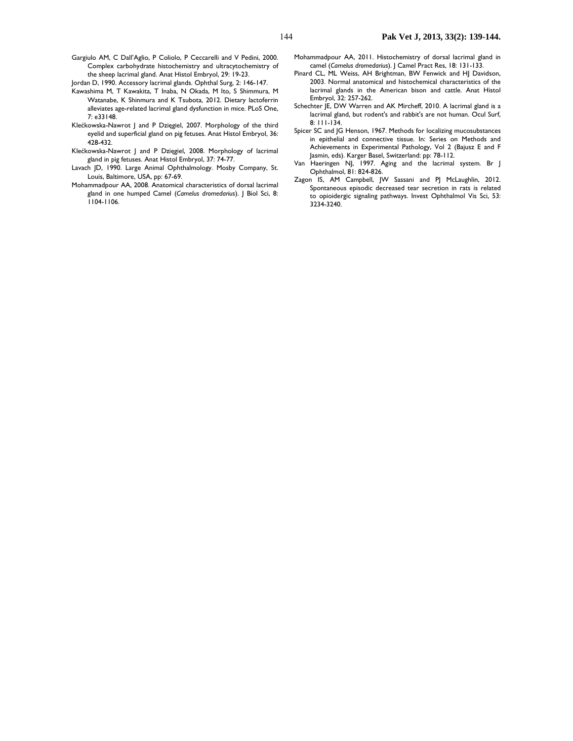Gargiulo AM, C Dall'Aglio, P Coliolo, P Ceccarelli and V Pedini, 2000. Complex carbohydrate histochemistry and ultracytochemistry of the sheep lacrimal gland. Anat Histol Embryol, 29: 19-23.

Jordan D, 1990. Accessory lacrimal glands. Ophthal Surg, 2: 146-147.

Kawashima M, T Kawakita, T Inaba, N Okada, M Ito, S Shimmura, M Watanabe, K Shinmura and K Tsubota, 2012. Dietary lactoferrin alleviates age-related lacrimal gland dysfunction in mice. PLoS One, 7: e33148.

Klećkowska-Nawrot J and P Dzięgiel, 2007. Morphology of the third eyelid and superficial gland on pig fetuses. Anat Histol Embryol, 36: 428-432.

Klećkowska-Nawrot J and P Dzięgiel, 2008. Morphology of lacrimal gland in pig fetuses. Anat Histol Embryol, 37: 74-77.

Lavach JD, 1990. Large Animal Ophthalmology. Mosby Company, St. Louis, Baltimore, USA, pp: 67-69.

Mohammadpour AA, 2008. Anatomical characteristics of dorsal lacrimal gland in one humped Camel (*Camelus dromedarius*). J Biol Sci, 8: 1104-1106.

Mohammadpour AA, 2011. Histochemistry of dorsal lacrimal gland in camel (*Camelus dromedarius*). J Camel Pract Res, 18: 131-133.

Pinard CL, ML Weiss, AH Brightman, BW Fenwick and HJ Davidson, 2003. Normal anatomical and histochemical characteristics of the lacrimal glands in the American bison and cattle. Anat Histol Embryol, 32: 257-262.

Schechter JE, DW Warren and AK Mircheff, 2010. A lacrimal gland is a lacrimal gland, but rodent's and rabbit's are not human. Ocul Surf, 8: 111-134.

Spicer SC and JG Henson, 1967. Methods for localizing mucosubstances in epithelial and connective tissue. In: Series on Methods and Achievements in Experimental Pathology, Vol 2 (Bajusz E and F Jasmin, eds). Karger Basel, Switzerland: pp: 78-112.

Van Haeringen NJ, 1997. Aging and the lacrimal system. Br J Ophthalmol, 81: 824-826.

Zagon IS, AM Campbell, JW Sassani and PJ McLaughlin, 2012. Spontaneous episodic decreased tear secretion in rats is related to opioidergic signaling pathways. Invest Ophthalmol Vis Sci, 53: 3234-3240.